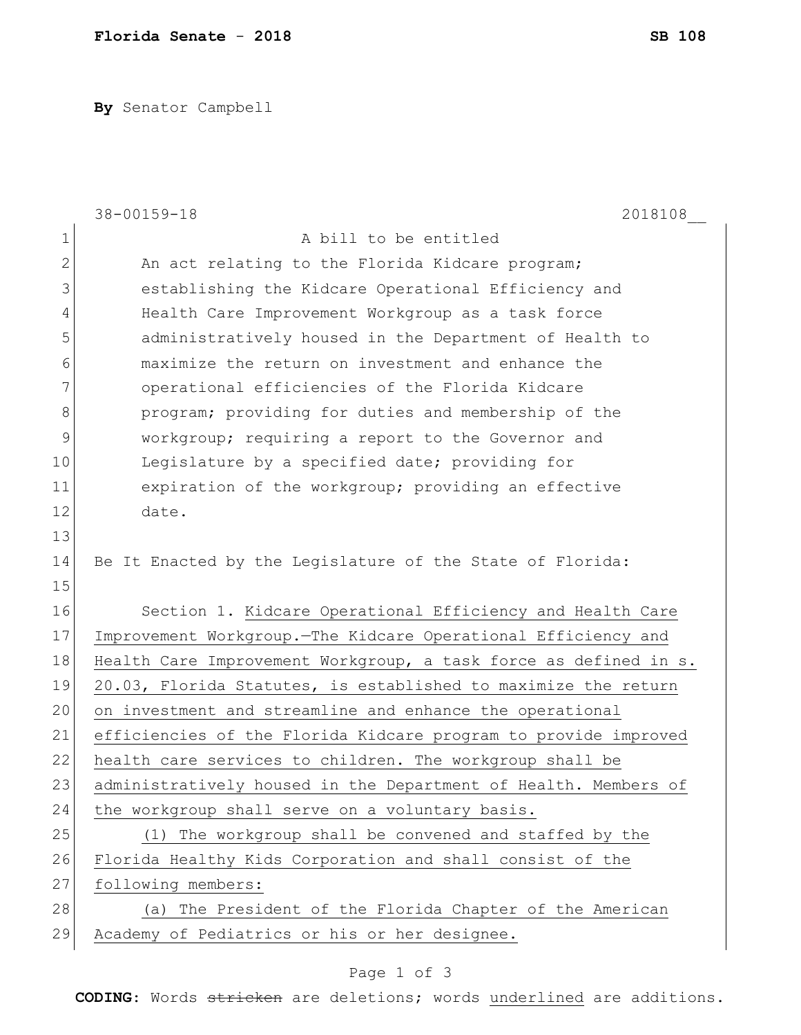**By** Senator Campbell

38-00159-18 2018108__

A bill to be entitled

An act relating to the Florida Kidcare program; establishing the Kidcare Operational Efficiency and Health Care Improvement Workgroup as a task force administratively housed in the Department of Health to maximize the return on investment and enhance the operational efficiencies of the Florida Kidcare program; providing for duties and membership of the workgroup; requiring a report to the Governor and Legislature by a specified date; providing for expiration of the workgroup; providing an effective date.

Be It Enacted by the Legislature of the State of Florida:

Section 1. Kidcare Operational Efficiency and Health Care Improvement Workgroup.—The Kidcare Operational Efficiency and Health Care Improvement Workgroup, a task force as defined in s. 20.03, Florida Statutes, is established to maximize the return on investment and streamline and enhance the operational efficiencies of the Florida Kidcare program to provide improved health care services to children. The workgroup shall be administratively housed in the Department of Health. Members of the workgroup shall serve on a voluntary basis.

(1) The workgroup shall be convened and staffed by the Florida Healthy Kids Corporation and shall consist of the following members:

(a) The President of the Florida Chapter of the American Academy of Pediatrics or his or her designee.

**CODING:** Words ~~stricken~~ are deletions; words underlined are additions.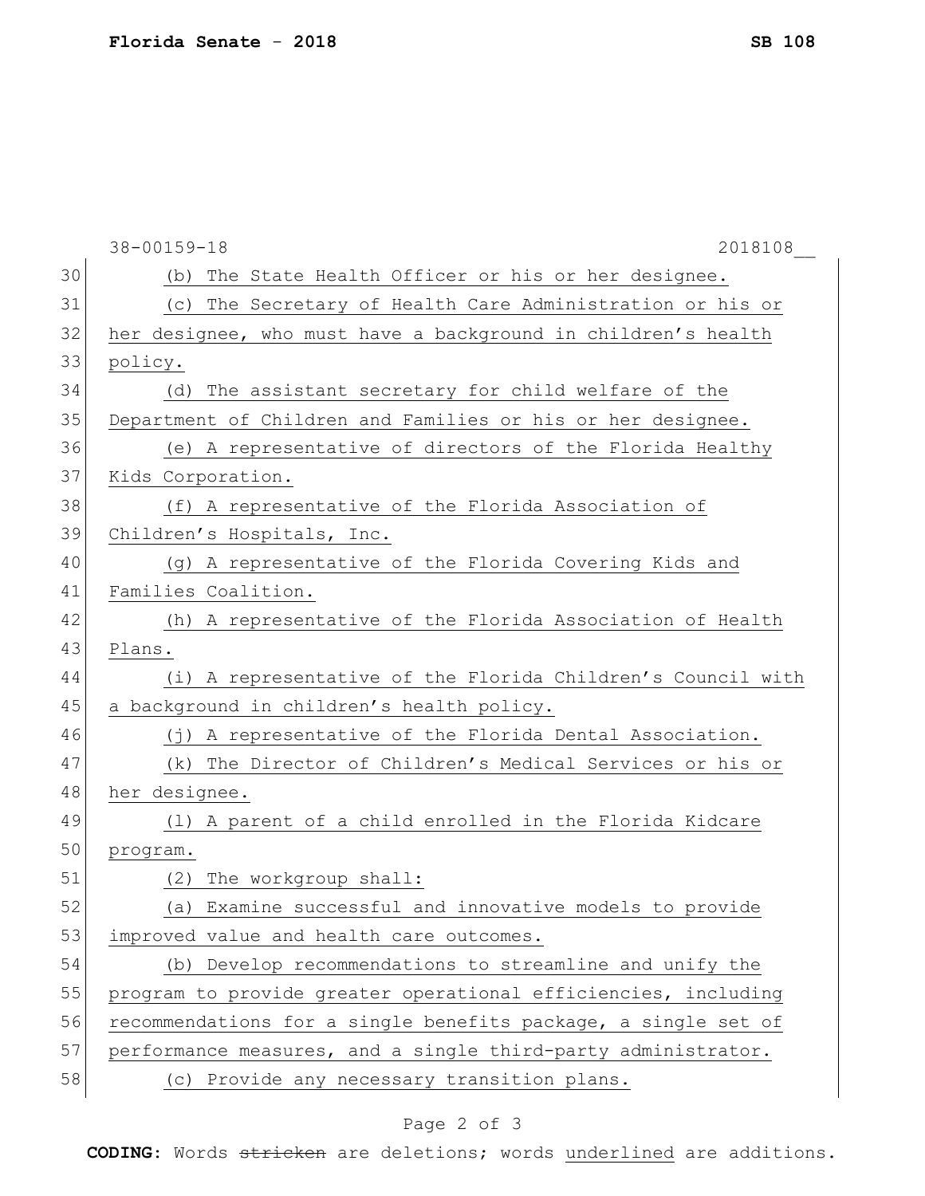(b) The State Health Officer or his or her designee.

(c) The Secretary of Health Care Administration or his or her designee, who must have a background in children's health policy.

(d) The assistant secretary for child welfare of the Department of Children and Families or his or her designee.

(e) A representative of directors of the Florida Healthy Kids Corporation.

(f) A representative of the Florida Association of Children's Hospitals, Inc.

(g) A representative of the Florida Covering Kids and Families Coalition.

(h) A representative of the Florida Association of Health Plans.

(i) A representative of the Florida Children's Council with a background in children's health policy.

(j) A representative of the Florida Dental Association.

(k) The Director of Children's Medical Services or his or her designee.

(l) A parent of a child enrolled in the Florida Kidcare program.

(2) The workgroup shall:

(a) Examine successful and innovative models to provide improved value and health care outcomes.

(b) Develop recommendations to streamline and unify the program to provide greater operational efficiencies, including recommendations for a single benefits package, a single set of performance measures, and a single third-party administrator.

(c) Provide any necessary transition plans.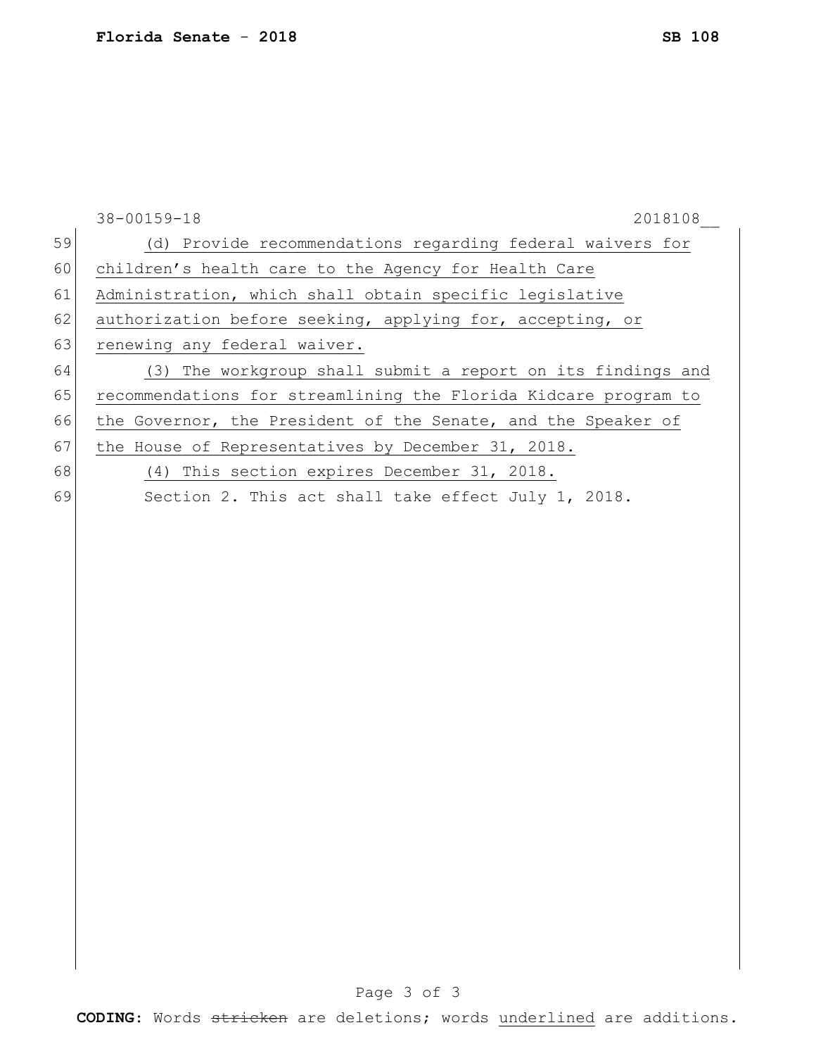(d) Provide recommendations regarding federal waivers for children's health care to the Agency for Health Care Administration, which shall obtain specific legislative authorization before seeking, applying for, accepting, or renewing any federal waiver.

(3) The workgroup shall submit a report on its findings and recommendations for streamlining the Florida Kidcare program to the Governor, the President of the Senate, and the Speaker of the House of Representatives by December 31, 2018.

(4) This section expires December 31, 2018.

Section 2. This act shall take effect July 1, 2018.